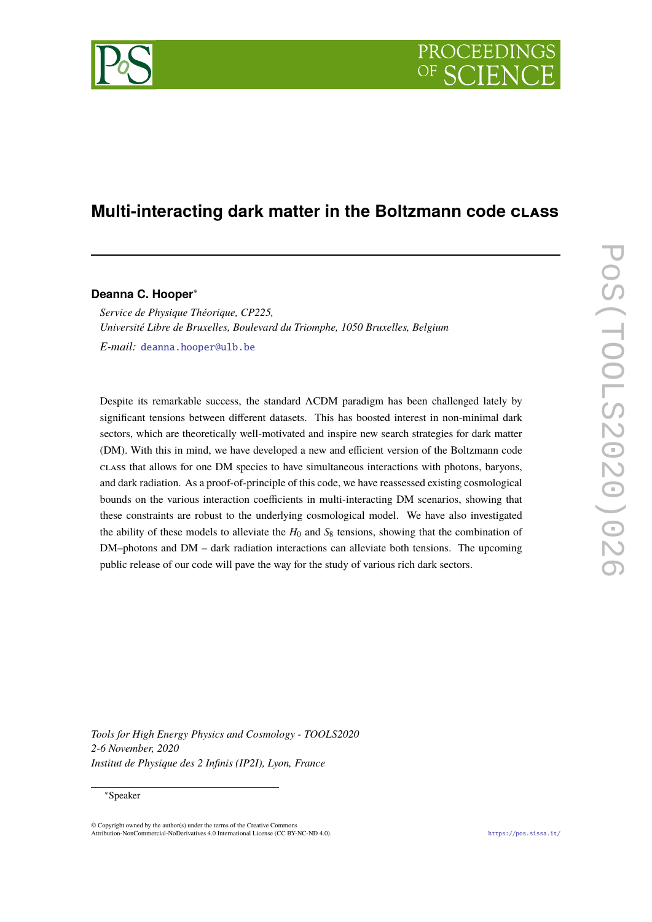# Multi-interacting dark matter in the Boltzmann code CLASS

**Deanna C. Hooper**[*]

*Service de Physique Théorique, CP225,*
*Université Libre de Bruxelles, Boulevard du Triomphe, 1050 Bruxelles, Belgium*

*E-mail:* deanna.hooper@ulb.be

Despite its remarkable success, the standard ΛCDM paradigm has been challenged lately by significant tensions between different datasets. This has boosted interest in non-minimal dark sectors, which are theoretically well-motivated and inspire new search strategies for dark matter (DM). With this in mind, we have developed a new and efficient version of the Boltzmann code CLASS that allows for one DM species to have simultaneous interactions with photons, baryons, and dark radiation. As a proof-of-principle of this code, we have reassessed existing cosmological bounds on the various interaction coefficients in multi-interacting DM scenarios, showing that these constraints are robust to the underlying cosmological model. We have also investigated the ability of these models to alleviate the $H_0$ and $S_8$ tensions, showing that the combination of DM–photons and DM – dark radiation interactions can alleviate both tensions. The upcoming public release of our code will pave the way for the study of various rich dark sectors.

*Tools for High Energy Physics and Cosmology - TOOLS2020*
*2-6 November, 2020*
*Institut de Physique des 2 Infinis (IP2I), Lyon, France*

[*]Speaker

© Copyright owned by the author(s) under the terms of the Creative Commons Attribution-NonCommercial-NoDerivatives 4.0 International License (CC BY-NC-ND 4.0).

https://pos.sissa.it/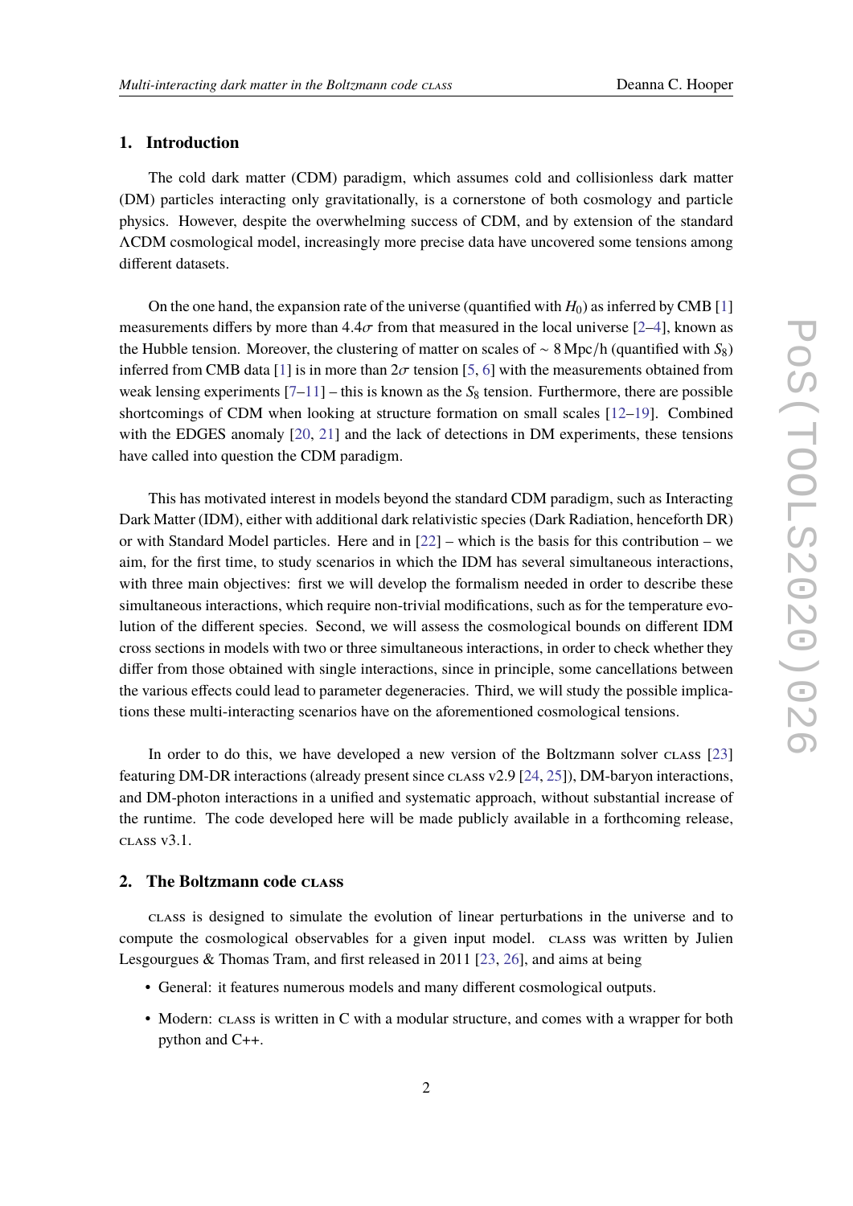## 1. Introduction

The cold dark matter (CDM) paradigm, which assumes cold and collisionless dark matter (DM) particles interacting only gravitationally, is a cornerstone of both cosmology and particle physics. However, despite the overwhelming success of CDM, and by extension of the standard ΛCDM cosmological model, increasingly more precise data have uncovered some tensions among different datasets.

On the one hand, the expansion rate of the universe (quantified with $H_0$) as inferred by CMB [1] measurements differs by more than $4.4\sigma$ from that measured in the local universe [2–4], known as the Hubble tension. Moreover, the clustering of matter on scales of $\sim 8\,\mathrm{Mpc/h}$ (quantified with $S_8$) inferred from CMB data [1] is in more than $2\sigma$ tension [5, 6] with the measurements obtained from weak lensing experiments [7–11] – this is known as the $S_8$ tension. Furthermore, there are possible shortcomings of CDM when looking at structure formation on small scales [12–19]. Combined with the EDGES anomaly [20, 21] and the lack of detections in DM experiments, these tensions have called into question the CDM paradigm.

This has motivated interest in models beyond the standard CDM paradigm, such as Interacting Dark Matter (IDM), either with additional dark relativistic species (Dark Radiation, henceforth DR) or with Standard Model particles. Here and in [22] – which is the basis for this contribution – we aim, for the first time, to study scenarios in which the IDM has several simultaneous interactions, with three main objectives: first we will develop the formalism needed in order to describe these simultaneous interactions, which require non-trivial modifications, such as for the temperature evolution of the different species. Second, we will assess the cosmological bounds on different IDM cross sections in models with two or three simultaneous interactions, in order to check whether they differ from those obtained with single interactions, since in principle, some cancellations between the various effects could lead to parameter degeneracies. Third, we will study the possible implications these multi-interacting scenarios have on the aforementioned cosmological tensions.

In order to do this, we have developed a new version of the Boltzmann solver CLASS [23] featuring DM-DR interactions (already present since CLASS v2.9 [24, 25]), DM-baryon interactions, and DM-photon interactions in a unified and systematic approach, without substantial increase of the runtime. The code developed here will be made publicly available in a forthcoming release, CLASS v3.1.

## 2. The Boltzmann code CLASS

CLASS is designed to simulate the evolution of linear perturbations in the universe and to compute the cosmological observables for a given input model. CLASS was written by Julien Lesgourgues & Thomas Tram, and first released in 2011 [23, 26], and aims at being

- General: it features numerous models and many different cosmological outputs.
- Modern: CLASS is written in C with a modular structure, and comes with a wrapper for both python and C++.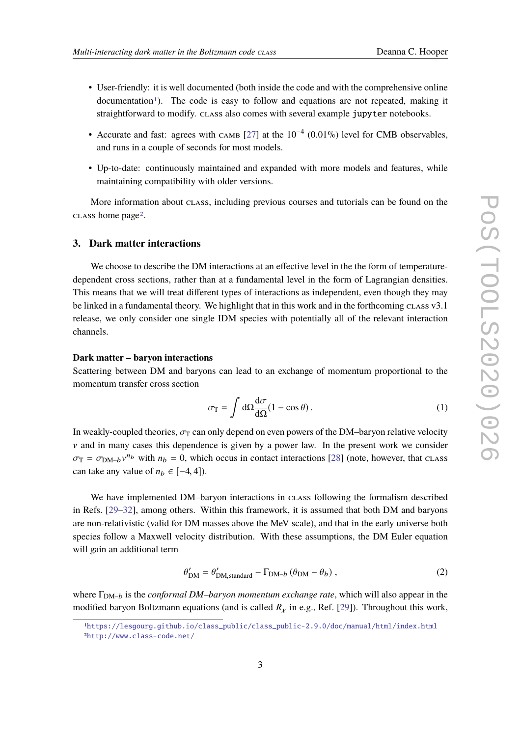- User-friendly: it is well documented (both inside the code and with the comprehensive online documentation[1]). The code is easy to follow and equations are not repeated, making it straightforward to modify. CLASS also comes with several example `jupyter` notebooks.
- Accurate and fast: agrees with CAMB [27] at the $10^{-4}$ (0.01%) level for CMB observables, and runs in a couple of seconds for most models.
- Up-to-date: continuously maintained and expanded with more models and features, while maintaining compatibility with older versions.

More information about CLASS, including previous courses and tutorials can be found on the CLASS home page[2].

## 3. Dark matter interactions

We choose to describe the DM interactions at an effective level in the the form of temperature-dependent cross sections, rather than at a fundamental level in the form of Lagrangian densities. This means that we will treat different types of interactions as independent, even though they may be linked in a fundamental theory. We highlight that in this work and in the forthcoming CLASS v3.1 release, we only consider one single IDM species with potentially all of the relevant interaction channels.

### Dark matter – baryon interactions

Scattering between DM and baryons can lead to an exchange of momentum proportional to the momentum transfer cross section

$$\sigma_{\mathrm{T}} = \int \mathrm{d}\Omega \frac{\mathrm{d}\sigma}{\mathrm{d}\Omega}(1 - \cos\theta)\,. \tag{1}$$

In weakly-coupled theories, $\sigma_{\mathrm{T}}$ can only depend on even powers of the DM–baryon relative velocity $v$ and in many cases this dependence is given by a power law. In the present work we consider $\sigma_{\mathrm{T}} = \sigma_{\mathrm{DM}-b} v^{n_b}$ with $n_b = 0$, which occus in contact interactions [28] (note, however, that CLASS can take any value of $n_b \in [-4, 4]$).

We have implemented DM–baryon interactions in CLASS following the formalism described in Refs. [29–32], among others. Within this framework, it is assumed that both DM and baryons are non-relativistic (valid for DM masses above the MeV scale), and that in the early universe both species follow a Maxwell velocity distribution. With these assumptions, the DM Euler equation will gain an additional term

$$\theta'_{\mathrm{DM}} = \theta'_{\mathrm{DM,standard}} - \Gamma_{\mathrm{DM}-b}\left(\theta_{\mathrm{DM}} - \theta_b\right)\,, \tag{2}$$

where $\Gamma_{\mathrm{DM}-b}$ is the *conformal DM–baryon momentum exchange rate*, which will also appear in the modified baryon Boltzmann equations (and is called $R_\chi$ in e.g., Ref. [29]). Throughout this work,

[1] https://lesgourg.github.io/class_public/class_public-2.9.0/doc/manual/html/index.html

[2] http://www.class-code.net/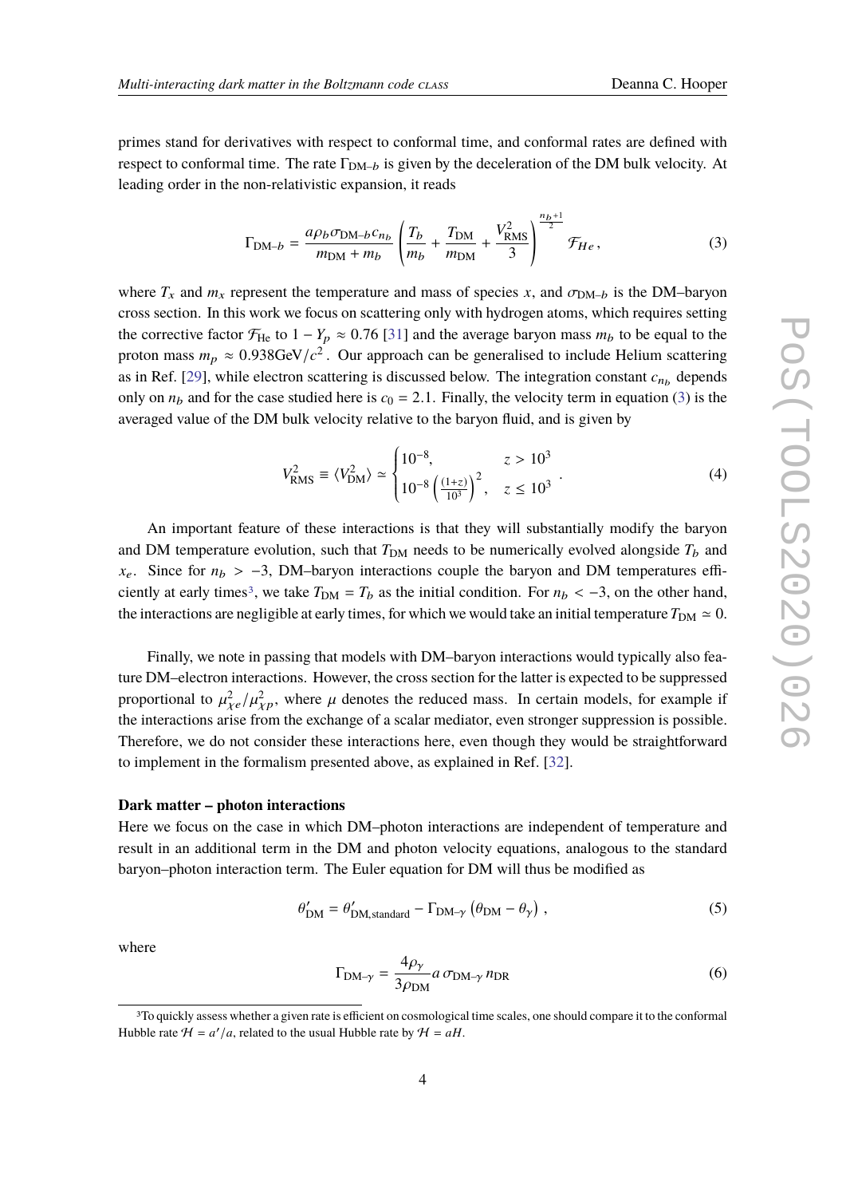primes stand for derivatives with respect to conformal time, and conformal rates are defined with respect to conformal time. The rate $\Gamma_{\mathrm{DM}-b}$ is given by the deceleration of the DM bulk velocity. At leading order in the non-relativistic expansion, it reads

$$\Gamma_{\mathrm{DM}-b} = \frac{a\rho_b \sigma_{\mathrm{DM}-b} c_{n_b}}{m_{\mathrm{DM}} + m_b} \left( \frac{T_b}{m_b} + \frac{T_{\mathrm{DM}}}{m_{\mathrm{DM}}} + \frac{V_{\mathrm{RMS}}^2}{3} \right)^{\frac{n_b+1}{2}} \mathcal{F}_{He} \,, \tag{3}$$

where $T_x$ and $m_x$ represent the temperature and mass of species $x$, and $\sigma_{\mathrm{DM}-b}$ is the DM–baryon cross section. In this work we focus on scattering only with hydrogen atoms, which requires setting the corrective factor $\mathcal{F}_{\mathrm{He}}$ to $1 - Y_p \approx 0.76$ [31] and the average baryon mass $m_b$ to be equal to the proton mass $m_p \approx 0.938\mathrm{GeV}/c^2$. Our approach can be generalised to include Helium scattering as in Ref. [29], while electron scattering is discussed below. The integration constant $c_{n_b}$ depends only on $n_b$ and for the case studied here is $c_0 = 2.1$. Finally, the velocity term in equation (3) is the averaged value of the DM bulk velocity relative to the baryon fluid, and is given by

$$V_{\mathrm{RMS}}^2 \equiv \langle V_{\mathrm{DM}}^2 \rangle \simeq \begin{cases} 10^{-8}, & z > 10^3 \\ 10^{-8} \left( \frac{(1+z)}{10^3} \right)^2, & z \leq 10^3 \end{cases} . \tag{4}$$

An important feature of these interactions is that they will substantially modify the baryon and DM temperature evolution, such that $T_{\mathrm{DM}}$ needs to be numerically evolved alongside $T_b$ and $x_e$. Since for $n_b > -3$, DM–baryon interactions couple the baryon and DM temperatures efficiently at early times[3], we take $T_{\mathrm{DM}} = T_b$ as the initial condition. For $n_b < -3$, on the other hand, the interactions are negligible at early times, for which we would take an initial temperature $T_{\mathrm{DM}} \simeq 0$.

Finally, we note in passing that models with DM–baryon interactions would typically also feature DM–electron interactions. However, the cross section for the latter is expected to be suppressed proportional to $\mu_{\chi e}^2/\mu_{\chi p}^2$, where $\mu$ denotes the reduced mass. In certain models, for example if the interactions arise from the exchange of a scalar mediator, even stronger suppression is possible. Therefore, we do not consider these interactions here, even though they would be straightforward to implement in the formalism presented above, as explained in Ref. [32].

**Dark matter – photon interactions**

Here we focus on the case in which DM–photon interactions are independent of temperature and result in an additional term in the DM and photon velocity equations, analogous to the standard baryon–photon interaction term. The Euler equation for DM will thus be modified as

$$\theta_{\mathrm{DM}}' = \theta_{\mathrm{DM,standard}}' - \Gamma_{\mathrm{DM}-\gamma} \left( \theta_{\mathrm{DM}} - \theta_\gamma \right) , \tag{5}$$

where

$$\Gamma_{\mathrm{DM}-\gamma} = \frac{4\rho_\gamma}{3\rho_{\mathrm{DM}}} a \, \sigma_{\mathrm{DM}-\gamma} \, n_{\mathrm{DR}} \tag{6}$$

[3] To quickly assess whether a given rate is efficient on cosmological time scales, one should compare it to the conformal Hubble rate $\mathcal{H} = a'/a$, related to the usual Hubble rate by $\mathcal{H} = aH$.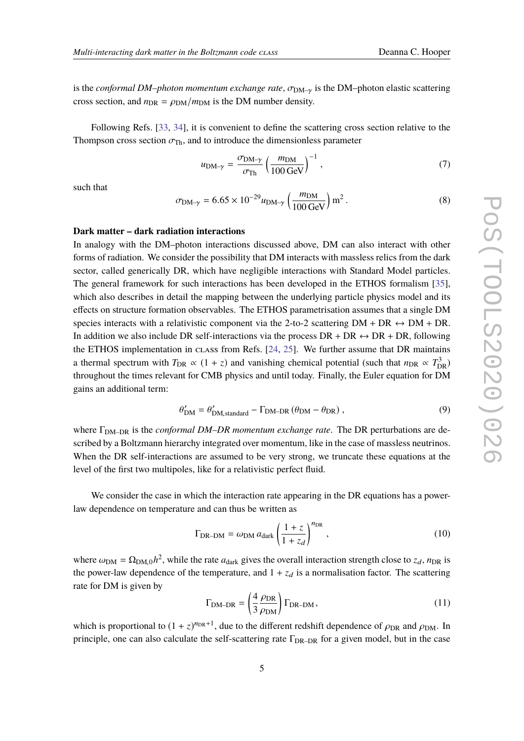is the *conformal DM–photon momentum exchange rate*, $\sigma_{\rm DM-\gamma}$ is the DM–photon elastic scattering cross section, and $n_{\rm DR} = \rho_{\rm DM}/m_{\rm DM}$ is the DM number density.

Following Refs. [33, 34], it is convenient to define the scattering cross section relative to the Thompson cross section $\sigma_{\rm Th}$, and to introduce the dimensionless parameter

$$u_{\rm DM-\gamma} = \frac{\sigma_{\rm DM-\gamma}}{\sigma_{\rm Th}} \left(\frac{m_{\rm DM}}{100\,{\rm GeV}}\right)^{-1}, \tag{7}$$

such that

$$\sigma_{\rm DM-\gamma} = 6.65 \times 10^{-29} u_{\rm DM-\gamma} \left(\frac{m_{\rm DM}}{100\,{\rm GeV}}\right) {\rm m}^2 \,. \tag{8}$$

**Dark matter – dark radiation interactions**

In analogy with the DM–photon interactions discussed above, DM can also interact with other forms of radiation. We consider the possibility that DM interacts with massless relics from the dark sector, called generically DR, which have negligible interactions with Standard Model particles. The general framework for such interactions has been developed in the ETHOS formalism [35], which also describes in detail the mapping between the underlying particle physics model and its effects on structure formation observables. The ETHOS parametrisation assumes that a single DM species interacts with a relativistic component via the 2-to-2 scattering DM + DR $\leftrightarrow$ DM + DR. In addition we also include DR self-interactions via the process DR + DR $\leftrightarrow$ DR + DR, following the ETHOS implementation in CLASS from Refs. [24, 25]. We further assume that DR maintains a thermal spectrum with $T_{\rm DR} \propto (1+z)$ and vanishing chemical potential (such that $n_{\rm DR} \propto T_{\rm DR}^3$) throughout the times relevant for CMB physics and until today. Finally, the Euler equation for DM gains an additional term:

$$\theta'_{\rm DM} = \theta'_{\rm DM,standard} - \Gamma_{\rm DM-DR}\left(\theta_{\rm DM} - \theta_{\rm DR}\right), \tag{9}$$

where $\Gamma_{\rm DM-DR}$ is the *conformal DM–DR momentum exchange rate*. The DR perturbations are described by a Boltzmann hierarchy integrated over momentum, like in the case of massless neutrinos. When the DR self-interactions are assumed to be very strong, we truncate these equations at the level of the first two multipoles, like for a relativistic perfect fluid.

We consider the case in which the interaction rate appearing in the DR equations has a power-law dependence on temperature and can thus be written as

$$\Gamma_{\rm DR-DM} = \omega_{\rm DM}\, a_{\rm dark} \left(\frac{1+z}{1+z_d}\right)^{n_{\rm DR}}, \tag{10}$$

where $\omega_{\rm DM} = \Omega_{\rm DM,0} h^2$, while the rate $a_{\rm dark}$ gives the overall interaction strength close to $z_d$, $n_{\rm DR}$ is the power-law dependence of the temperature, and $1 + z_d$ is a normalisation factor. The scattering rate for DM is given by

$$\Gamma_{\rm DM-DR} = \left(\frac{4}{3}\frac{\rho_{\rm DR}}{\rho_{\rm DM}}\right)\Gamma_{\rm DR-DM}\,, \tag{11}$$

which is proportional to $(1+z)^{n_{\rm DR}+1}$, due to the different redshift dependence of $\rho_{\rm DR}$ and $\rho_{\rm DM}$. In principle, one can also calculate the self-scattering rate $\Gamma_{\rm DR-DR}$ for a given model, but in the case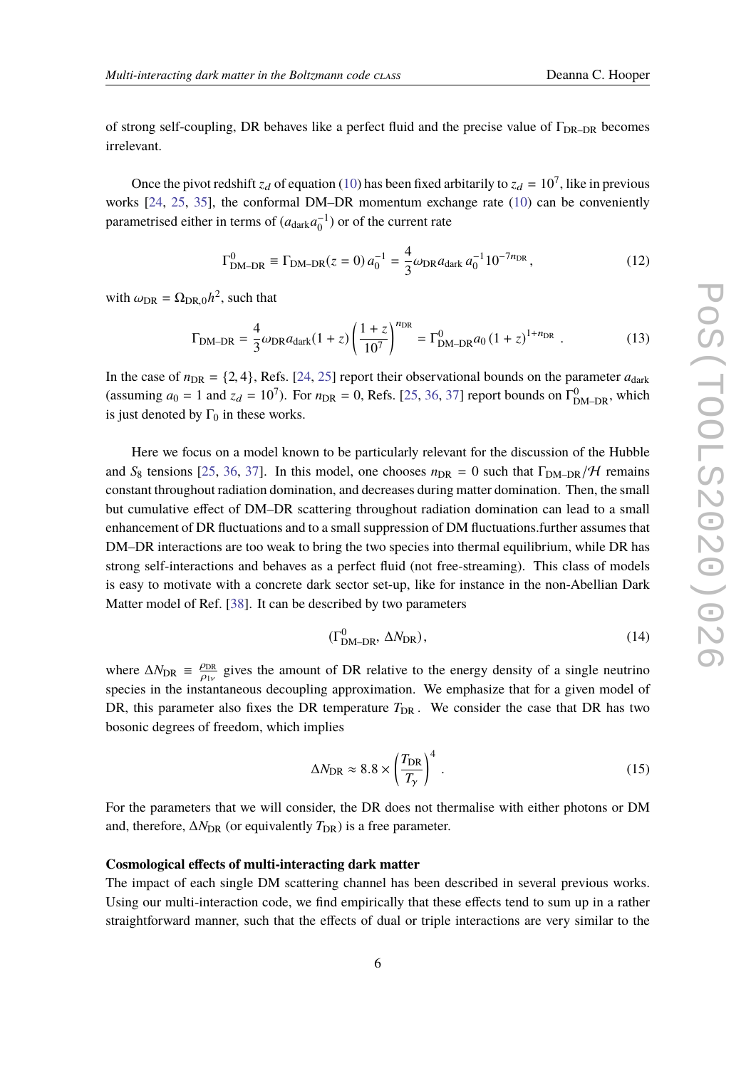of strong self-coupling, DR behaves like a perfect fluid and the precise value of $\Gamma_{\rm DR-DR}$ becomes irrelevant.

Once the pivot redshift $z_d$ of equation (10) has been fixed arbitarily to $z_d = 10^7$, like in previous works [24, 25, 35], the conformal DM–DR momentum exchange rate (10) can be conveniently parametrised either in terms of $(a_{\rm dark} a_0^{-1})$ or of the current rate

$$\Gamma^0_{\rm DM-DR} \equiv \Gamma_{\rm DM-DR}(z=0)\, a_0^{-1} = \frac{4}{3}\omega_{\rm DR} a_{\rm dark}\, a_0^{-1} 10^{-7 n_{\rm DR}}\,, \tag{12}$$

with $\omega_{\rm DR} = \Omega_{\rm DR,0} h^2$, such that

$$\Gamma_{\rm DM-DR} = \frac{4}{3}\omega_{\rm DR} a_{\rm dark} (1+z) \left(\frac{1+z}{10^7}\right)^{n_{\rm DR}} = \Gamma^0_{\rm DM-DR} a_0\, (1+z)^{1+n_{\rm DR}}\,. \tag{13}$$

In the case of $n_{\rm DR} = \{2, 4\}$, Refs. [24, 25] report their observational bounds on the parameter $a_{\rm dark}$ (assuming $a_0 = 1$ and $z_d = 10^7$). For $n_{\rm DR} = 0$, Refs. [25, 36, 37] report bounds on $\Gamma^0_{\rm DM-DR}$, which is just denoted by $\Gamma_0$ in these works.

Here we focus on a model known to be particularly relevant for the discussion of the Hubble and $S_8$ tensions [25, 36, 37]. In this model, one chooses $n_{\rm DR} = 0$ such that $\Gamma_{\rm DM-DR}/\mathcal{H}$ remains constant throughout radiation domination, and decreases during matter domination. Then, the small but cumulative effect of DM–DR scattering throughout radiation domination can lead to a small enhancement of DR fluctuations and to a small suppression of DM fluctuations.further assumes that DM–DR interactions are too weak to bring the two species into thermal equilibrium, while DR has strong self-interactions and behaves as a perfect fluid (not free-streaming). This class of models is easy to motivate with a concrete dark sector set-up, like for instance in the non-Abelian Dark Matter model of Ref. [38]. It can be described by two parameters

$$(\Gamma^0_{\rm DM-DR}, \Delta N_{\rm DR})\,, \tag{14}$$

where $\Delta N_{\rm DR} \equiv \frac{\rho_{\rm DR}}{\rho_{1\nu}}$ gives the amount of DR relative to the energy density of a single neutrino species in the instantaneous decoupling approximation. We emphasize that for a given model of DR, this parameter also fixes the DR temperature $T_{\rm DR}$. We consider the case that DR has two bosonic degrees of freedom, which implies

$$\Delta N_{\rm DR} \approx 8.8 \times \left(\frac{T_{\rm DR}}{T_\gamma}\right)^4\,. \tag{15}$$

For the parameters that we will consider, the DR does not thermalise with either photons or DM and, therefore, $\Delta N_{\rm DR}$ (or equivalently $T_{\rm DR}$) is a free parameter.

**Cosmological effects of multi-interacting dark matter**

The impact of each single DM scattering channel has been described in several previous works. Using our multi-interaction code, we find empirically that these effects tend to sum up in a rather straightforward manner, such that the effects of dual or triple interactions are very similar to the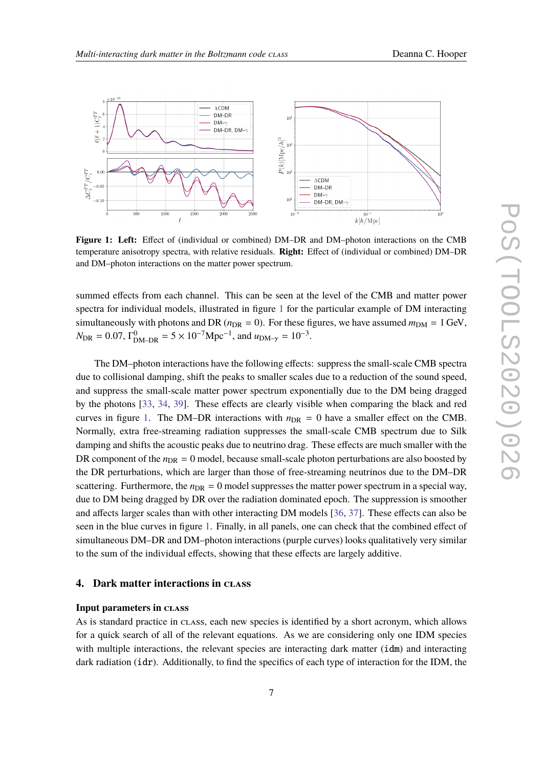**Figure 1: Left:** Effect of (individual or combined) DM–DR and DM–photon interactions on the CMB temperature anisotropy spectra, with relative residuals. **Right:** Effect of (individual or combined) DM–DR and DM–photon interactions on the matter power spectrum.

summed effects from each channel. This can be seen at the level of the CMB and matter power spectra for individual models, illustrated in figure 1 for the particular example of DM interacting simultaneously with photons and DR ($n_{\rm DR} = 0$). For these figures, we have assumed $m_{\rm DM} = 1\,$GeV, $N_{\rm DR} = 0.07$, $\Gamma^0_{\rm DM-DR} = 5 \times 10^{-7}{\rm Mpc}^{-1}$, and $u_{\rm DM-\gamma} = 10^{-3}$.

The DM–photon interactions have the following effects: suppress the small-scale CMB spectra due to collisional damping, shift the peaks to smaller scales due to a reduction of the sound speed, and suppress the small-scale matter power spectrum exponentially due to the DM being dragged by the photons [33, 34, 39]. These effects are clearly visible when comparing the black and red curves in figure 1. The DM–DR interactions with $n_{\rm DR} = 0$ have a smaller effect on the CMB. Normally, extra free-streaming radiation suppresses the small-scale CMB spectrum due to Silk damping and shifts the acoustic peaks due to neutrino drag. These effects are much smaller with the DR component of the $n_{\rm DR} = 0$ model, because small-scale photon perturbations are also boosted by the DR perturbations, which are larger than those of free-streaming neutrinos due to the DM–DR scattering. Furthermore, the $n_{\rm DR} = 0$ model suppresses the matter power spectrum in a special way, due to DM being dragged by DR over the radiation dominated epoch. The suppression is smoother and affects larger scales than with other interacting DM models [36, 37]. These effects can also be seen in the blue curves in figure 1. Finally, in all panels, one can check that the combined effect of simultaneous DM–DR and DM–photon interactions (purple curves) looks qualitatively very similar to the sum of the individual effects, showing that these effects are largely additive.

## 4. Dark matter interactions in CLASS

### Input parameters in CLASS

As is standard practice in CLASS, each new species is identified by a short acronym, which allows for a quick search of all of the relevant equations. As we are considering only one IDM species with multiple interactions, the relevant species are interacting dark matter (`idm`) and interacting dark radiation (`idr`). Additionally, to find the specifics of each type of interaction for the IDM, the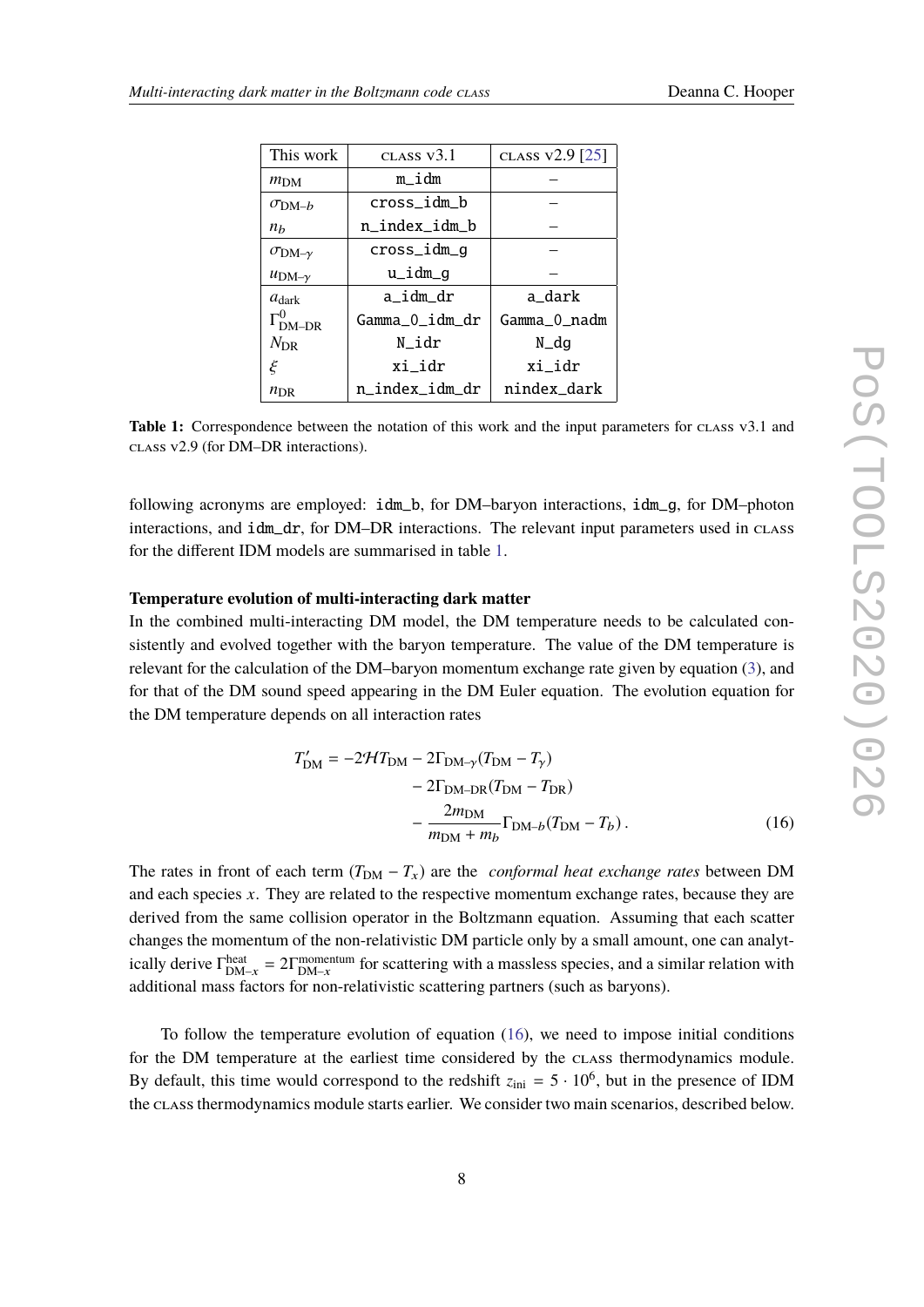| This work | CLASS v3.1 | CLASS v2.9 [25] |
| --- | --- | --- |
| $m_{\rm DM}$ | `m_idm` | – |
| $\sigma_{\text{DM}-b}$ | `cross_idm_b` | – |
| $n_b$ | `n_index_idm_b` | – |
| $\sigma_{\text{DM}-\gamma}$ | `cross_idm_g` | – |
| $u_{\text{DM}-\gamma}$ | `u_idm_g` | – |
| $a_{\rm dark}$ | `a_idm_dr` | `a_dark` |
| $\Gamma^0_{\text{DM–DR}}$ | `Gamma_0_idm_dr` | `Gamma_0_nadm` |
| $N_{\rm DR}$ | `N_idr` | `N_dg` |
| $\xi$ | `xi_idr` | `xi_idr` |
| $n_{\rm DR}$ | `n_index_idm_dr` | `nindex_dark` |

**Table 1:** Correspondence between the notation of this work and the input parameters for CLASS v3.1 and CLASS v2.9 (for DM–DR interactions).

following acronyms are employed: `idm_b`, for DM–baryon interactions, `idm_g`, for DM–photon interactions, and `idm_dr`, for DM–DR interactions. The relevant input parameters used in CLASS for the different IDM models are summarised in table 1.

**Temperature evolution of multi-interacting dark matter**

In the combined multi-interacting DM model, the DM temperature needs to be calculated consistently and evolved together with the baryon temperature. The value of the DM temperature is relevant for the calculation of the DM–baryon momentum exchange rate given by equation (3), and for that of the DM sound speed appearing in the DM Euler equation. The evolution equation for the DM temperature depends on all interaction rates

$$
\begin{aligned}
T'_{\rm DM} = -2\mathcal{H}T_{\rm DM} &- 2\Gamma_{\text{DM}-\gamma}(T_{\rm DM} - T_\gamma) \\
&- 2\Gamma_{\text{DM–DR}}(T_{\rm DM} - T_{\rm DR}) \\
&- \frac{2m_{\rm DM}}{m_{\rm DM} + m_b}\Gamma_{\text{DM}-b}(T_{\rm DM} - T_b)\,.
\end{aligned}
\tag{16}
$$

The rates in front of each term $(T_{\rm DM} - T_x)$ are the *conformal heat exchange rates* between DM and each species $x$. They are related to the respective momentum exchange rates, because they are derived from the same collision operator in the Boltzmann equation. Assuming that each scatter changes the momentum of the non-relativistic DM particle only by a small amount, one can analytically derive $\Gamma^{\rm heat}_{\text{DM}-x} = 2\Gamma^{\rm momentum}_{\text{DM}-x}$ for scattering with a massless species, and a similar relation with additional mass factors for non-relativistic scattering partners (such as baryons).

To follow the temperature evolution of equation (16), we need to impose initial conditions for the DM temperature at the earliest time considered by the CLASS thermodynamics module. By default, this time would correspond to the redshift $z_{\rm ini} = 5 \cdot 10^6$, but in the presence of IDM the CLASS thermodynamics module starts earlier. We consider two main scenarios, described below.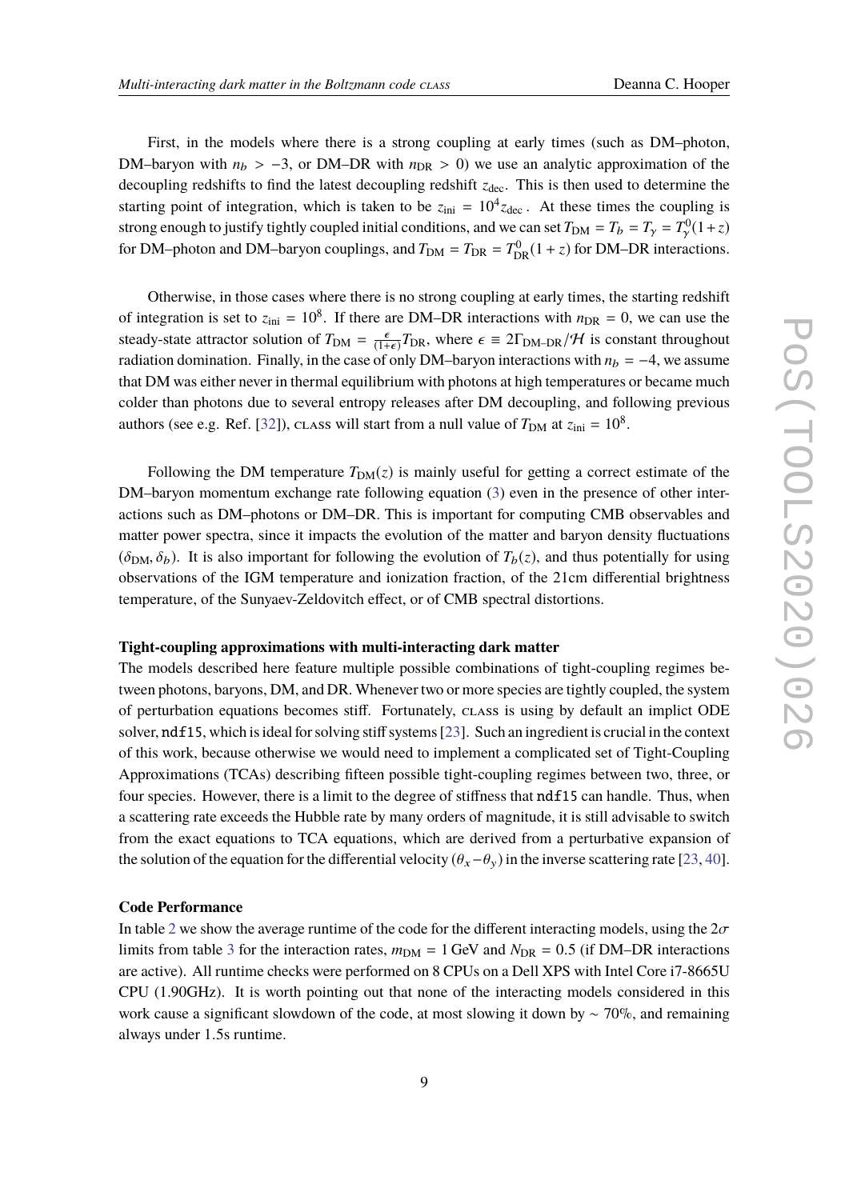First, in the models where there is a strong coupling at early times (such as DM–photon, DM–baryon with $n_b > -3$, or DM–DR with $n_{\rm DR} > 0$) we use an analytic approximation of the decoupling redshifts to find the latest decoupling redshift $z_{\rm dec}$. This is then used to determine the starting point of integration, which is taken to be $z_{\rm ini} = 10^4 z_{\rm dec}$. At these times the coupling is strong enough to justify tightly coupled initial conditions, and we can set $T_{\rm DM} = T_b = T_\gamma = T_\gamma^0(1+z)$ for DM–photon and DM–baryon couplings, and $T_{\rm DM} = T_{\rm DR} = T_{\rm DR}^0(1+z)$ for DM–DR interactions.

Otherwise, in those cases where there is no strong coupling at early times, the starting redshift of integration is set to $z_{\rm ini} = 10^8$. If there are DM–DR interactions with $n_{\rm DR} = 0$, we can use the steady-state attractor solution of $T_{\rm DM} = \frac{\epsilon}{(1+\epsilon)} T_{\rm DR}$, where $\epsilon \equiv 2\Gamma_{\rm DM\text{–}DR}/\mathcal{H}$ is constant throughout radiation domination. Finally, in the case of only DM–baryon interactions with $n_b = -4$, we assume that DM was either never in thermal equilibrium with photons at high temperatures or became much colder than photons due to several entropy releases after DM decoupling, and following previous authors (see e.g. Ref. [32]), CLASS will start from a null value of $T_{\rm DM}$ at $z_{\rm ini} = 10^8$.

Following the DM temperature $T_{\rm DM}(z)$ is mainly useful for getting a correct estimate of the DM–baryon momentum exchange rate following equation (3) even in the presence of other interactions such as DM–photons or DM–DR. This is important for computing CMB observables and matter power spectra, since it impacts the evolution of the matter and baryon density fluctuations $(\delta_{\rm DM}, \delta_b)$. It is also important for following the evolution of $T_b(z)$, and thus potentially for using observations of the IGM temperature and ionization fraction, of the 21cm differential brightness temperature, of the Sunyaev-Zeldovitch effect, or of CMB spectral distortions.

**Tight-coupling approximations with multi-interacting dark matter**

The models described here feature multiple possible combinations of tight-coupling regimes between photons, baryons, DM, and DR. Whenever two or more species are tightly coupled, the system of perturbation equations becomes stiff. Fortunately, CLASS is using by default an implict ODE solver, `ndf15`, which is ideal for solving stiff systems [23]. Such an ingredient is crucial in the context of this work, because otherwise we would need to implement a complicated set of Tight-Coupling Approximations (TCAs) describing fifteen possible tight-coupling regimes between two, three, or four species. However, there is a limit to the degree of stiffness that `ndf15` can handle. Thus, when a scattering rate exceeds the Hubble rate by many orders of magnitude, it is still advisable to switch from the exact equations to TCA equations, which are derived from a perturbative expansion of the solution of the equation for the differential velocity $(\theta_x - \theta_y)$ in the inverse scattering rate [23, 40].

**Code Performance**

In table 2 we show the average runtime of the code for the different interacting models, using the $2\sigma$ limits from table 3 for the interaction rates, $m_{\rm DM} = 1\,$GeV and $N_{\rm DR} = 0.5$ (if DM–DR interactions are active). All runtime checks were performed on 8 CPUs on a Dell XPS with Intel Core i7-8665U CPU (1.90GHz). It is worth pointing out that none of the interacting models considered in this work cause a significant slowdown of the code, at most slowing it down by $\sim 70\%$, and remaining always under 1.5s runtime.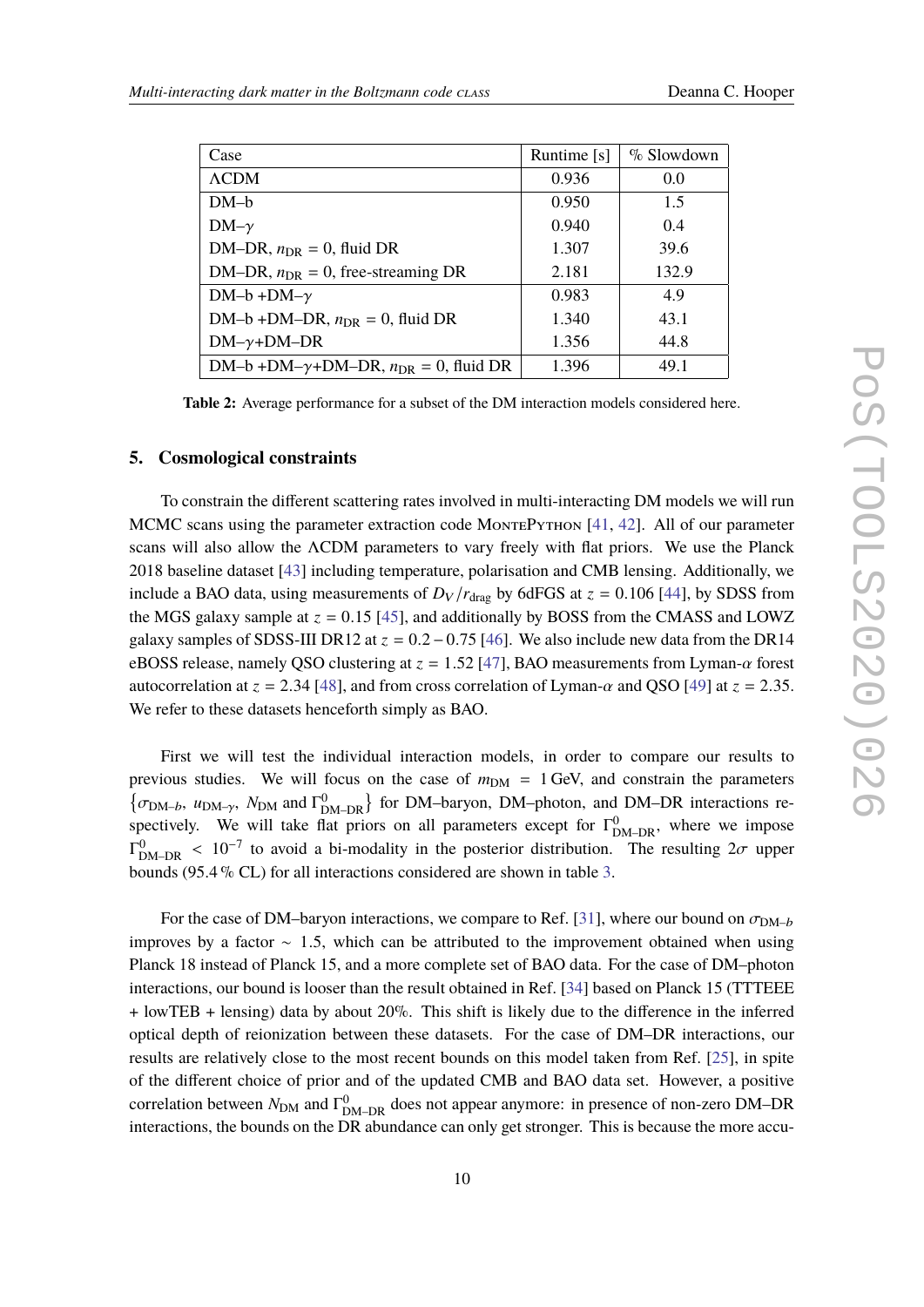| Case | Runtime [s] | % Slowdown |
|---|---|---|
| ΛCDM | 0.936 | 0.0 |
| DM–b | 0.950 | 1.5 |
| DM–$\gamma$ | 0.940 | 0.4 |
| DM–DR, $n_{\rm DR} = 0$, fluid DR | 1.307 | 39.6 |
| DM–DR, $n_{\rm DR} = 0$, free-streaming DR | 2.181 | 132.9 |
| DM–b +DM–$\gamma$ | 0.983 | 4.9 |
| DM–b +DM–DR, $n_{\rm DR} = 0$, fluid DR | 1.340 | 43.1 |
| DM–$\gamma$+DM–DR | 1.356 | 44.8 |
| DM–b +DM–$\gamma$+DM–DR, $n_{\rm DR} = 0$, fluid DR | 1.396 | 49.1 |

**Table 2:** Average performance for a subset of the DM interaction models considered here.

## 5. Cosmological constraints

To constrain the different scattering rates involved in multi-interacting DM models we will run MCMC scans using the parameter extraction code MontePython [41, 42]. All of our parameter scans will also allow the ΛCDM parameters to vary freely with flat priors. We use the Planck 2018 baseline dataset [43] including temperature, polarisation and CMB lensing. Additionally, we include a BAO data, using measurements of $D_V/r_{\rm drag}$ by 6dFGS at $z = 0.106$ [44], by SDSS from the MGS galaxy sample at $z = 0.15$ [45], and additionally by BOSS from the CMASS and LOWZ galaxy samples of SDSS-III DR12 at $z = 0.2 - 0.75$ [46]. We also include new data from the DR14 eBOSS release, namely QSO clustering at $z = 1.52$ [47], BAO measurements from Lyman-$\alpha$ forest autocorrelation at $z = 2.34$ [48], and from cross correlation of Lyman-$\alpha$ and QSO [49] at $z = 2.35$. We refer to these datasets henceforth simply as BAO.

First we will test the individual interaction models, in order to compare our results to previous studies. We will focus on the case of $m_{\rm DM} = 1\,\text{GeV}$, and constrain the parameters $\{\sigma_{{\rm DM}-b},\ u_{{\rm DM}-\gamma},\ N_{\rm DM}$ and $\Gamma^0_{\rm DM-DR}\}$ for DM–baryon, DM–photon, and DM–DR interactions respectively. We will take flat priors on all parameters except for $\Gamma^0_{\rm DM-DR}$, where we impose $\Gamma^0_{\rm DM-DR} < 10^{-7}$ to avoid a bi-modality in the posterior distribution. The resulting $2\sigma$ upper bounds (95.4 % CL) for all interactions considered are shown in table 3.

For the case of DM–baryon interactions, we compare to Ref. [31], where our bound on $\sigma_{{\rm DM}-b}$ improves by a factor $\sim 1.5$, which can be attributed to the improvement obtained when using Planck 18 instead of Planck 15, and a more complete set of BAO data. For the case of DM–photon interactions, our bound is looser than the result obtained in Ref. [34] based on Planck 15 (TTTEEE + lowTEB + lensing) data by about 20%. This shift is likely due to the difference in the inferred optical depth of reionization between these datasets. For the case of DM–DR interactions, our results are relatively close to the most recent bounds on this model taken from Ref. [25], in spite of the different choice of prior and of the updated CMB and BAO data set. However, a positive correlation between $N_{\rm DM}$ and $\Gamma^0_{\rm DM-DR}$ does not appear anymore: in presence of non-zero DM–DR interactions, the bounds on the DR abundance can only get stronger. This is because the more accu-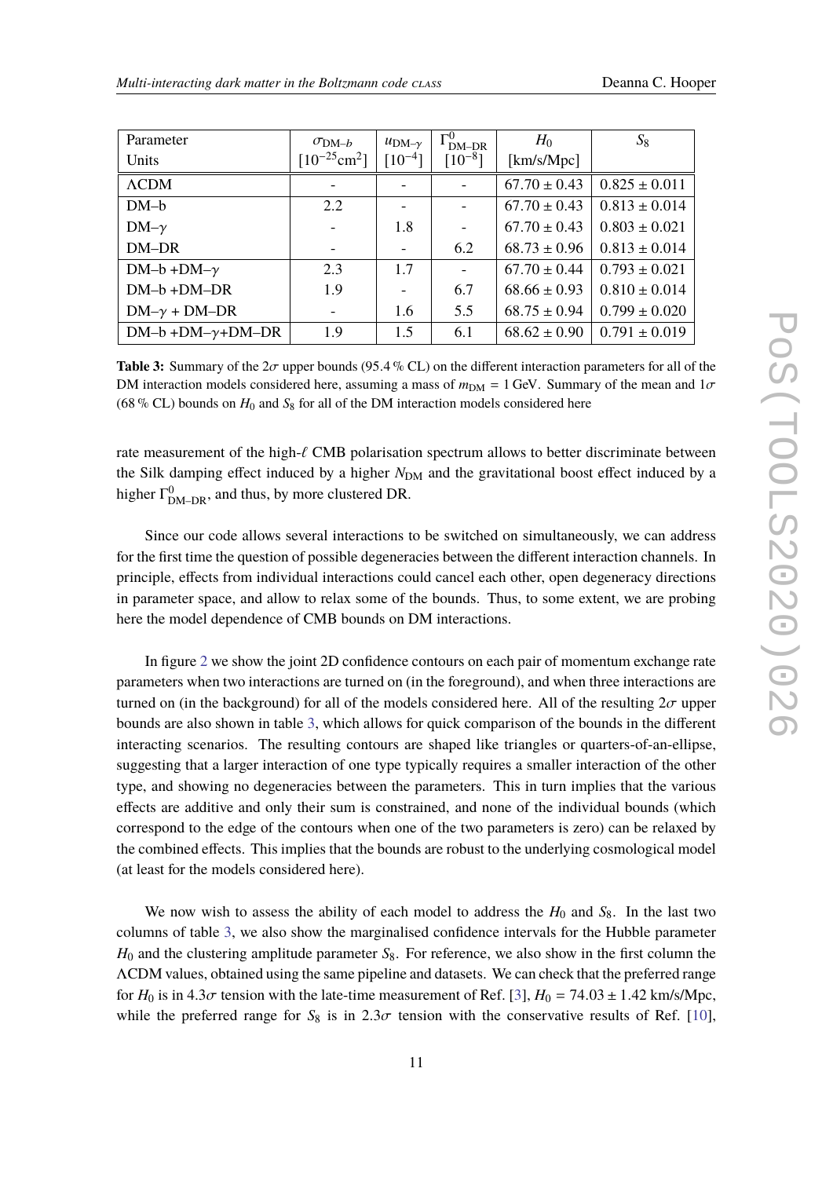| Parameter | $\sigma_{\mathrm{DM}-b}$ | $u_{\mathrm{DM}-\gamma}$ | $\Gamma^0_{\mathrm{DM-DR}}$ | $H_0$ | $S_8$ |
|---|---|---|---|---|---|
| Units | $[10^{-25}\mathrm{cm}^2]$ | $[10^{-4}]$ | $[10^{-8}]$ | [km/s/Mpc] | |
| ΛCDM | - | - | - | $67.70 \pm 0.43$ | $0.825 \pm 0.011$ |
| DM–b | 2.2 | - | - | $67.70 \pm 0.43$ | $0.813 \pm 0.014$ |
| DM–$\gamma$ | - | 1.8 | - | $67.70 \pm 0.43$ | $0.803 \pm 0.021$ |
| DM–DR | - | - | 6.2 | $68.73 \pm 0.96$ | $0.813 \pm 0.014$ |
| DM–b +DM–$\gamma$ | 2.3 | 1.7 | - | $67.70 \pm 0.44$ | $0.793 \pm 0.021$ |
| DM–b +DM–DR | 1.9 | - | 6.7 | $68.66 \pm 0.93$ | $0.810 \pm 0.014$ |
| DM–$\gamma$ + DM–DR | - | 1.6 | 5.5 | $68.75 \pm 0.94$ | $0.799 \pm 0.020$ |
| DM–b +DM–$\gamma$+DM–DR | 1.9 | 1.5 | 6.1 | $68.62 \pm 0.90$ | $0.791 \pm 0.019$ |

**Table 3:** Summary of the $2\sigma$ upper bounds (95.4 % CL) on the different interaction parameters for all of the DM interaction models considered here, assuming a mass of $m_{\mathrm{DM}} = 1$ GeV. Summary of the mean and $1\sigma$ (68 % CL) bounds on $H_0$ and $S_8$ for all of the DM interaction models considered here

rate measurement of the high-$\ell$ CMB polarisation spectrum allows to better discriminate between the Silk damping effect induced by a higher $N_{\mathrm{DM}}$ and the gravitational boost effect induced by a higher $\Gamma^0_{\mathrm{DM-DR}}$, and thus, by more clustered DR.

Since our code allows several interactions to be switched on simultaneously, we can address for the first time the question of possible degeneracies between the different interaction channels. In principle, effects from individual interactions could cancel each other, open degeneracy directions in parameter space, and allow to relax some of the bounds. Thus, to some extent, we are probing here the model dependence of CMB bounds on DM interactions.

In figure 2 we show the joint 2D confidence contours on each pair of momentum exchange rate parameters when two interactions are turned on (in the foreground), and when three interactions are turned on (in the background) for all of the models considered here. All of the resulting $2\sigma$ upper bounds are also shown in table 3, which allows for quick comparison of the bounds in the different interacting scenarios. The resulting contours are shaped like triangles or quarters-of-an-ellipse, suggesting that a larger interaction of one type typically requires a smaller interaction of the other type, and showing no degeneracies between the parameters. This in turn implies that the various effects are additive and only their sum is constrained, and none of the individual bounds (which correspond to the edge of the contours when one of the two parameters is zero) can be relaxed by the combined effects. This implies that the bounds are robust to the underlying cosmological model (at least for the models considered here).

We now wish to assess the ability of each model to address the $H_0$ and $S_8$. In the last two columns of table 3, we also show the marginalised confidence intervals for the Hubble parameter $H_0$ and the clustering amplitude parameter $S_8$. For reference, we also show in the first column the ΛCDM values, obtained using the same pipeline and datasets. We can check that the preferred range for $H_0$ is in $4.3\sigma$ tension with the late-time measurement of Ref. [3], $H_0 = 74.03 \pm 1.42$ km/s/Mpc, while the preferred range for $S_8$ is in $2.3\sigma$ tension with the conservative results of Ref. [10],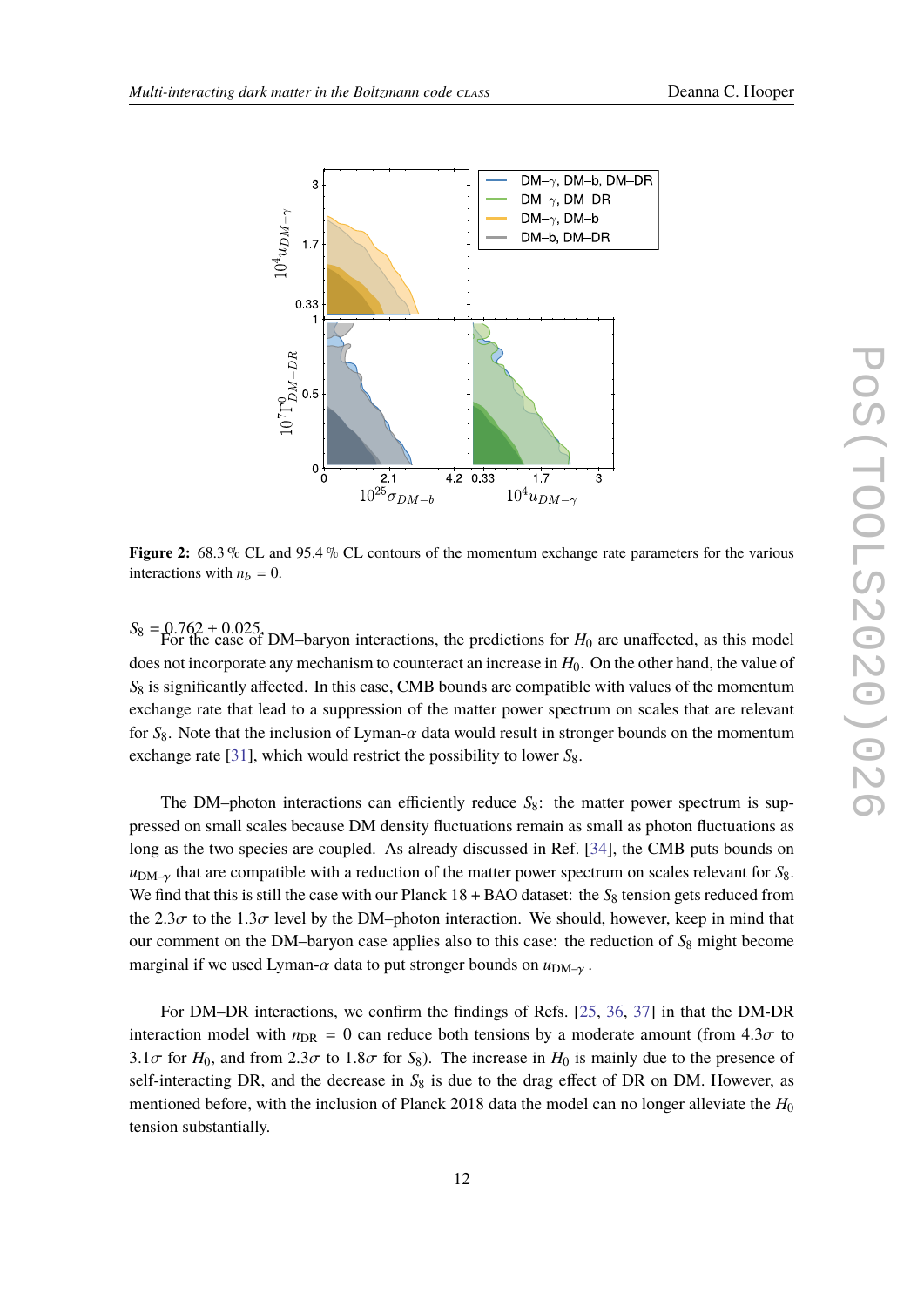**Figure 2:** 68.3 % CL and 95.4 % CL contours of the momentum exchange rate parameters for the various interactions with $n_b = 0$.

$S_8 = 0.762 \pm 0.025$. For the case of DM–baryon interactions, the predictions for $H_0$ are unaffected, as this model does not incorporate any mechanism to counteract an increase in $H_0$. On the other hand, the value of $S_8$ is significantly affected. In this case, CMB bounds are compatible with values of the momentum exchange rate that lead to a suppression of the matter power spectrum on scales that are relevant for $S_8$. Note that the inclusion of Lyman-$\alpha$ data would result in stronger bounds on the momentum exchange rate [31], which would restrict the possibility to lower $S_8$.

The DM–photon interactions can efficiently reduce $S_8$: the matter power spectrum is suppressed on small scales because DM density fluctuations remain as small as photon fluctuations as long as the two species are coupled. As already discussed in Ref. [34], the CMB puts bounds on $u_{\mathrm{DM}-\gamma}$ that are compatible with a reduction of the matter power spectrum on scales relevant for $S_8$. We find that this is still the case with our Planck 18 + BAO dataset: the $S_8$ tension gets reduced from the $2.3\sigma$ to the $1.3\sigma$ level by the DM–photon interaction. We should, however, keep in mind that our comment on the DM–baryon case applies also to this case: the reduction of $S_8$ might become marginal if we used Lyman-$\alpha$ data to put stronger bounds on $u_{\mathrm{DM}-\gamma}$ .

For DM–DR interactions, we confirm the findings of Refs. [25, 36, 37] in that the DM-DR interaction model with $n_{\mathrm{DR}} = 0$ can reduce both tensions by a moderate amount (from $4.3\sigma$ to $3.1\sigma$ for $H_0$, and from $2.3\sigma$ to $1.8\sigma$ for $S_8$). The increase in $H_0$ is mainly due to the presence of self-interacting DR, and the decrease in $S_8$ is due to the drag effect of DR on DM. However, as mentioned before, with the inclusion of Planck 2018 data the model can no longer alleviate the $H_0$ tension substantially.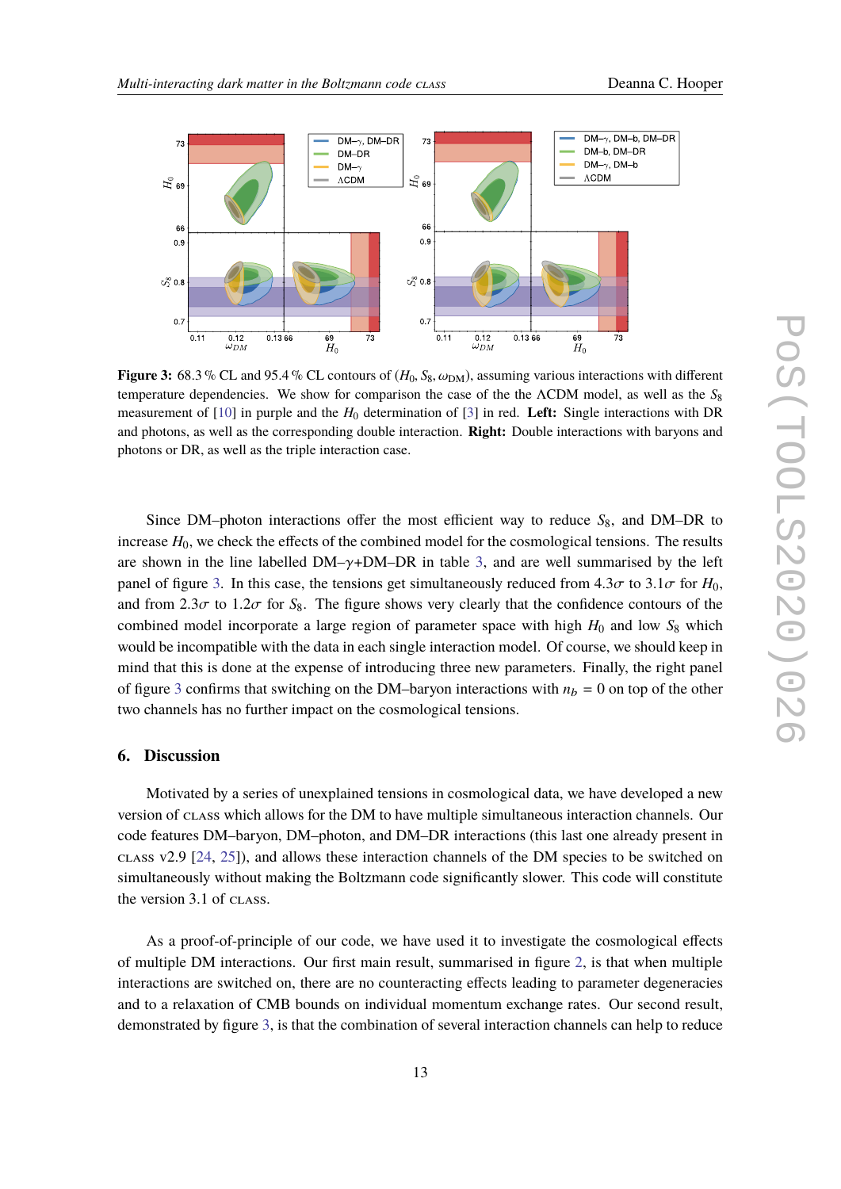**Figure 3:** 68.3 % CL and 95.4 % CL contours of ($H_0$, $S_8$, $\omega_{\rm DM}$), assuming various interactions with different temperature dependencies. We show for comparison the case of the the ΛCDM model, as well as the $S_8$ measurement of [10] in purple and the $H_0$ determination of [3] in red. **Left:** Single interactions with DR and photons, as well as the corresponding double interaction. **Right:** Double interactions with baryons and photons or DR, as well as the triple interaction case.

Since DM–photon interactions offer the most efficient way to reduce $S_8$, and DM–DR to increase $H_0$, we check the effects of the combined model for the cosmological tensions. The results are shown in the line labelled DM–$\gamma$+DM–DR in table 3, and are well summarised by the left panel of figure 3. In this case, the tensions get simultaneously reduced from $4.3\sigma$ to $3.1\sigma$ for $H_0$, and from $2.3\sigma$ to $1.2\sigma$ for $S_8$. The figure shows very clearly that the confidence contours of the combined model incorporate a large region of parameter space with high $H_0$ and low $S_8$ which would be incompatible with the data in each single interaction model. Of course, we should keep in mind that this is done at the expense of introducing three new parameters. Finally, the right panel of figure 3 confirms that switching on the DM–baryon interactions with $n_b = 0$ on top of the other two channels has no further impact on the cosmological tensions.

## 6. Discussion

Motivated by a series of unexplained tensions in cosmological data, we have developed a new version of CLASS which allows for the DM to have multiple simultaneous interaction channels. Our code features DM–baryon, DM–photon, and DM–DR interactions (this last one already present in CLASS v2.9 [24, 25]), and allows these interaction channels of the DM species to be switched on simultaneously without making the Boltzmann code significantly slower. This code will constitute the version 3.1 of CLASS.

As a proof-of-principle of our code, we have used it to investigate the cosmological effects of multiple DM interactions. Our first main result, summarised in figure 2, is that when multiple interactions are switched on, there are no counteracting effects leading to parameter degeneracies and to a relaxation of CMB bounds on individual momentum exchange rates. Our second result, demonstrated by figure 3, is that the combination of several interaction channels can help to reduce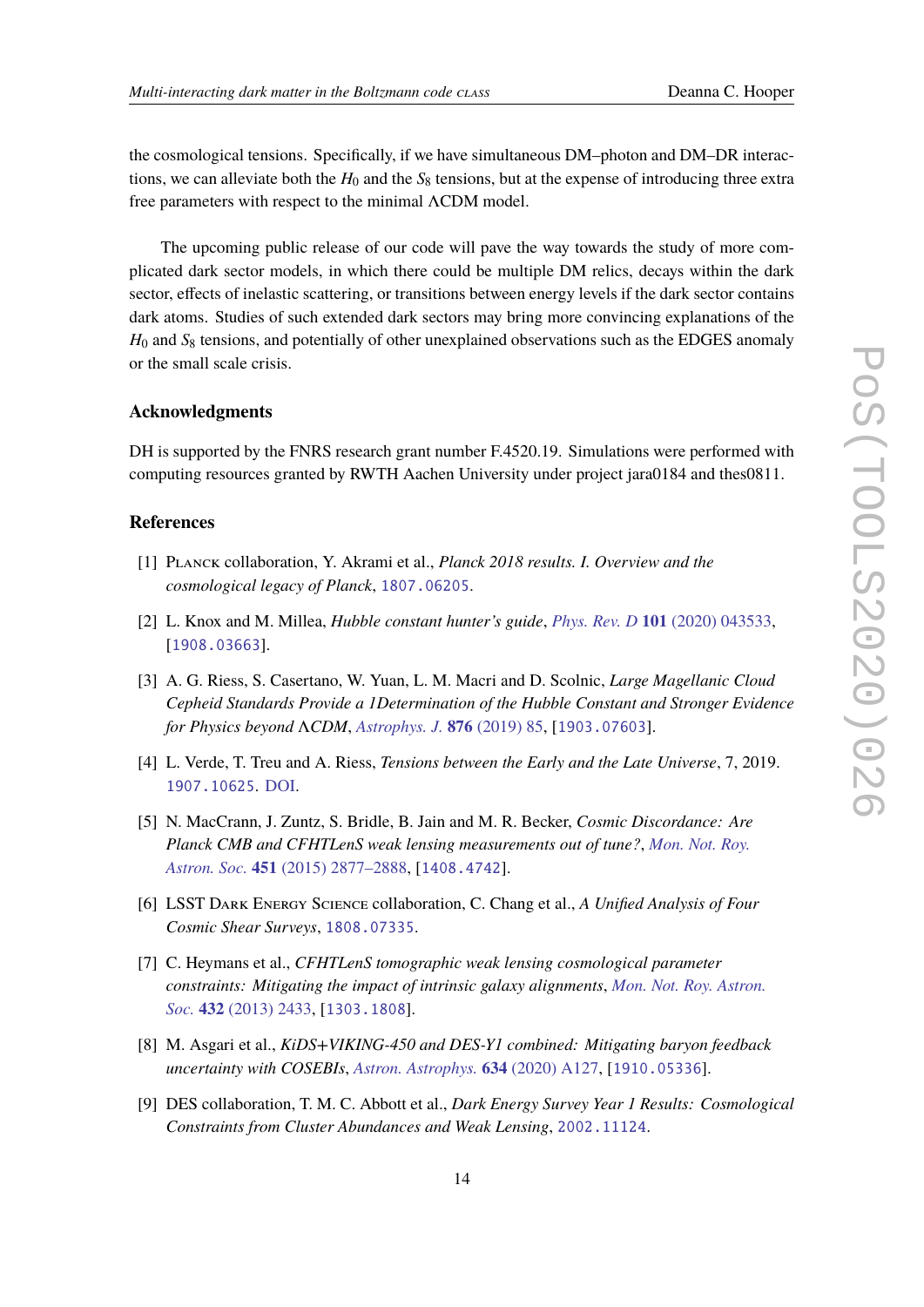the cosmological tensions. Specifically, if we have simultaneous DM–photon and DM–DR interactions, we can alleviate both the $H_0$ and the $S_8$ tensions, but at the expense of introducing three extra free parameters with respect to the minimal ΛCDM model.

The upcoming public release of our code will pave the way towards the study of more complicated dark sector models, in which there could be multiple DM relics, decays within the dark sector, effects of inelastic scattering, or transitions between energy levels if the dark sector contains dark atoms. Studies of such extended dark sectors may bring more convincing explanations of the $H_0$ and $S_8$ tensions, and potentially of other unexplained observations such as the EDGES anomaly or the small scale crisis.

### Acknowledgments

DH is supported by the FNRS research grant number F.4520.19. Simulations were performed with computing resources granted by RWTH Aachen University under project jara0184 and thes0811.

### References

[1] Planck collaboration, Y. Akrami et al., *Planck 2018 results. I. Overview and the cosmological legacy of Planck*, 1807.06205.

[2] L. Knox and M. Millea, *Hubble constant hunter's guide*, Phys. Rev. D **101** (2020) 043533, [1908.03663].

[3] A. G. Riess, S. Casertano, W. Yuan, L. M. Macri and D. Scolnic, *Large Magellanic Cloud Cepheid Standards Provide a 1Determination of the Hubble Constant and Stronger Evidence for Physics beyond ΛCDM*, Astrophys. J. **876** (2019) 85, [1903.07603].

[4] L. Verde, T. Treu and A. Riess, *Tensions between the Early and the Late Universe*, 7, 2019. 1907.10625. DOI.

[5] N. MacCrann, J. Zuntz, S. Bridle, B. Jain and M. R. Becker, *Cosmic Discordance: Are Planck CMB and CFHTLenS weak lensing measurements out of tune?*, Mon. Not. Roy. Astron. Soc. **451** (2015) 2877–2888, [1408.4742].

[6] LSST Dark Energy Science collaboration, C. Chang et al., *A Unified Analysis of Four Cosmic Shear Surveys*, 1808.07335.

[7] C. Heymans et al., *CFHTLenS tomographic weak lensing cosmological parameter constraints: Mitigating the impact of intrinsic galaxy alignments*, Mon. Not. Roy. Astron. Soc. **432** (2013) 2433, [1303.1808].

[8] M. Asgari et al., *KiDS+VIKING-450 and DES-Y1 combined: Mitigating baryon feedback uncertainty with COSEBIs*, Astron. Astrophys. **634** (2020) A127, [1910.05336].

[9] DES collaboration, T. M. C. Abbott et al., *Dark Energy Survey Year 1 Results: Cosmological Constraints from Cluster Abundances and Weak Lensing*, 2002.11124.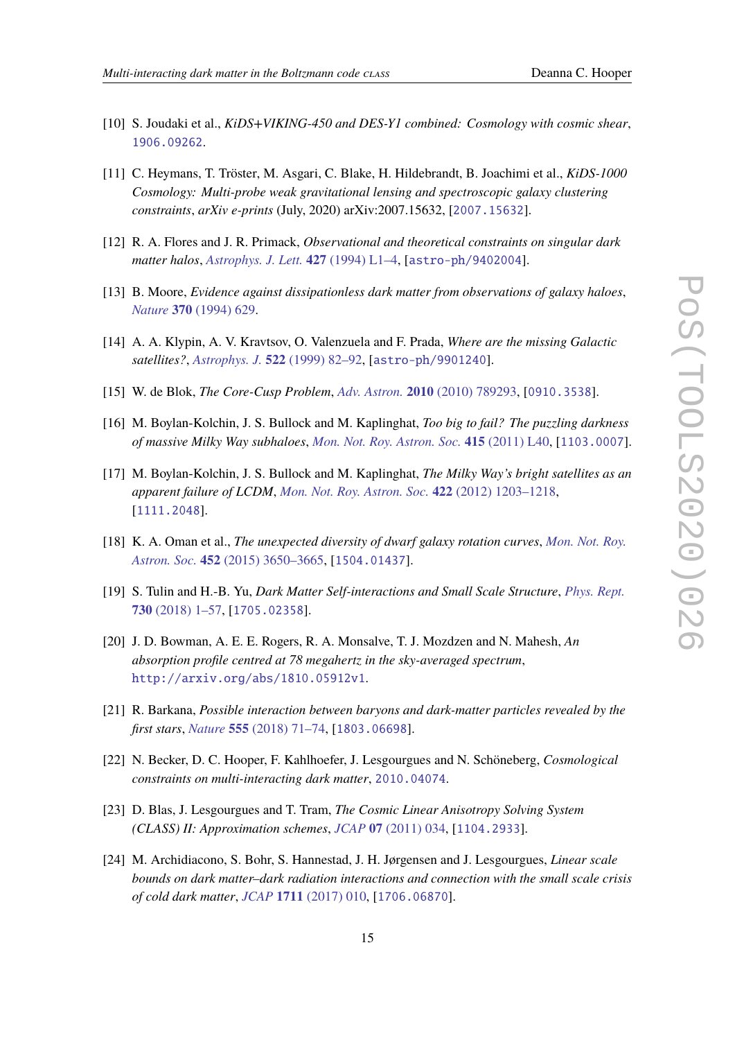[10] S. Joudaki et al., *KiDS+VIKING-450 and DES-Y1 combined: Cosmology with cosmic shear*, 1906.09262.

[11] C. Heymans, T. Tröster, M. Asgari, C. Blake, H. Hildebrandt, B. Joachimi et al., *KiDS-1000 Cosmology: Multi-probe weak gravitational lensing and spectroscopic galaxy clustering constraints*, *arXiv e-prints* (July, 2020) arXiv:2007.15632, [2007.15632].

[12] R. A. Flores and J. R. Primack, *Observational and theoretical constraints on singular dark matter halos*, Astrophys. J. Lett. **427** (1994) L1–4, [astro-ph/9402004].

[13] B. Moore, *Evidence against dissipationless dark matter from observations of galaxy haloes*, Nature **370** (1994) 629.

[14] A. A. Klypin, A. V. Kravtsov, O. Valenzuela and F. Prada, *Where are the missing Galactic satellites?*, Astrophys. J. **522** (1999) 82–92, [astro-ph/9901240].

[15] W. de Blok, *The Core-Cusp Problem*, Adv. Astron. **2010** (2010) 789293, [0910.3538].

[16] M. Boylan-Kolchin, J. S. Bullock and M. Kaplinghat, *Too big to fail? The puzzling darkness of massive Milky Way subhaloes*, Mon. Not. Roy. Astron. Soc. **415** (2011) L40, [1103.0007].

[17] M. Boylan-Kolchin, J. S. Bullock and M. Kaplinghat, *The Milky Way's bright satellites as an apparent failure of LCDM*, Mon. Not. Roy. Astron. Soc. **422** (2012) 1203–1218, [1111.2048].

[18] K. A. Oman et al., *The unexpected diversity of dwarf galaxy rotation curves*, Mon. Not. Roy. Astron. Soc. **452** (2015) 3650–3665, [1504.01437].

[19] S. Tulin and H.-B. Yu, *Dark Matter Self-interactions and Small Scale Structure*, Phys. Rept. **730** (2018) 1–57, [1705.02358].

[20] J. D. Bowman, A. E. E. Rogers, R. A. Monsalve, T. J. Mozdzen and N. Mahesh, *An absorption profile centred at 78 megahertz in the sky-averaged spectrum*, http://arxiv.org/abs/1810.05912v1.

[21] R. Barkana, *Possible interaction between baryons and dark-matter particles revealed by the first stars*, Nature **555** (2018) 71–74, [1803.06698].

[22] N. Becker, D. C. Hooper, F. Kahlhoefer, J. Lesgourgues and N. Schöneberg, *Cosmological constraints on multi-interacting dark matter*, 2010.04074.

[23] D. Blas, J. Lesgourgues and T. Tram, *The Cosmic Linear Anisotropy Solving System (CLASS) II: Approximation schemes*, JCAP **07** (2011) 034, [1104.2933].

[24] M. Archidiacono, S. Bohr, S. Hannestad, J. H. Jørgensen and J. Lesgourgues, *Linear scale bounds on dark matter–dark radiation interactions and connection with the small scale crisis of cold dark matter*, JCAP **1711** (2017) 010, [1706.06870].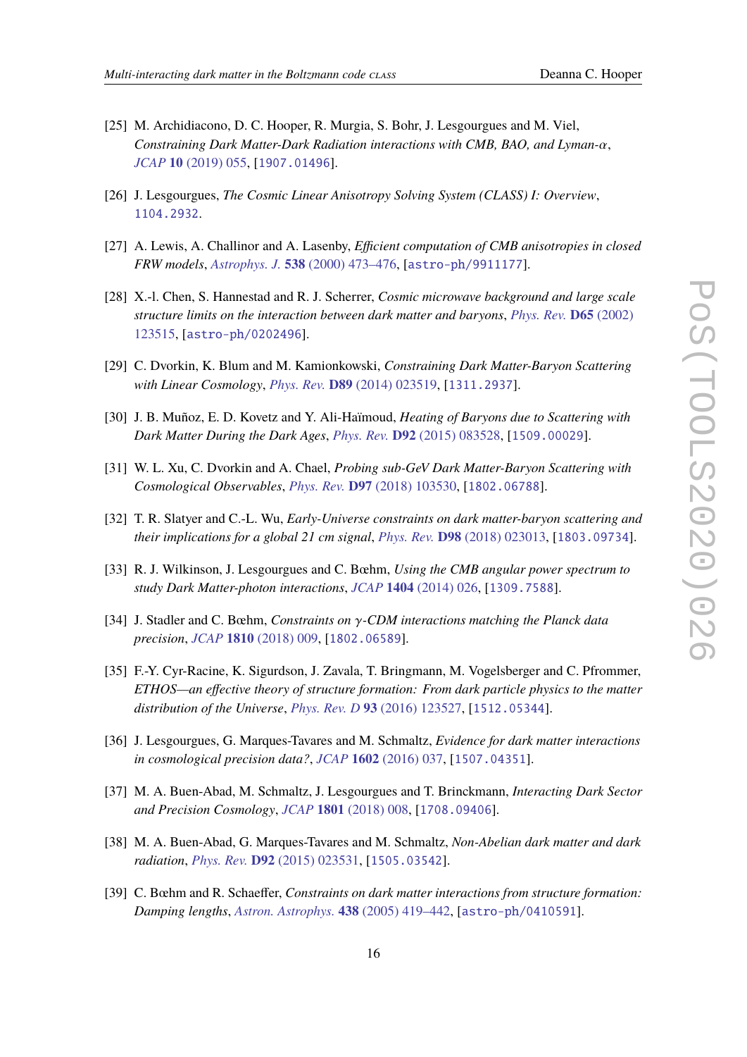[25] M. Archidiacono, D. C. Hooper, R. Murgia, S. Bohr, J. Lesgourgues and M. Viel, *Constraining Dark Matter-Dark Radiation interactions with CMB, BAO, and Lyman-$\alpha$*, *JCAP* **10** (2019) 055, [1907.01496].

[26] J. Lesgourgues, *The Cosmic Linear Anisotropy Solving System (CLASS) I: Overview*, 1104.2932.

[27] A. Lewis, A. Challinor and A. Lasenby, *Efficient computation of CMB anisotropies in closed FRW models*, *Astrophys. J.* **538** (2000) 473–476, [astro-ph/9911177].

[28] X.-l. Chen, S. Hannestad and R. J. Scherrer, *Cosmic microwave background and large scale structure limits on the interaction between dark matter and baryons*, *Phys. Rev.* **D65** (2002) 123515, [astro-ph/0202496].

[29] C. Dvorkin, K. Blum and M. Kamionkowski, *Constraining Dark Matter-Baryon Scattering with Linear Cosmology*, *Phys. Rev.* **D89** (2014) 023519, [1311.2937].

[30] J. B. Muñoz, E. D. Kovetz and Y. Ali-Haïmoud, *Heating of Baryons due to Scattering with Dark Matter During the Dark Ages*, *Phys. Rev.* **D92** (2015) 083528, [1509.00029].

[31] W. L. Xu, C. Dvorkin and A. Chael, *Probing sub-GeV Dark Matter-Baryon Scattering with Cosmological Observables*, *Phys. Rev.* **D97** (2018) 103530, [1802.06788].

[32] T. R. Slatyer and C.-L. Wu, *Early-Universe constraints on dark matter-baryon scattering and their implications for a global 21 cm signal*, *Phys. Rev.* **D98** (2018) 023013, [1803.09734].

[33] R. J. Wilkinson, J. Lesgourgues and C. Bœhm, *Using the CMB angular power spectrum to study Dark Matter-photon interactions*, *JCAP* **1404** (2014) 026, [1309.7588].

[34] J. Stadler and C. Bœhm, *Constraints on $\gamma$-CDM interactions matching the Planck data precision*, *JCAP* **1810** (2018) 009, [1802.06589].

[35] F.-Y. Cyr-Racine, K. Sigurdson, J. Zavala, T. Bringmann, M. Vogelsberger and C. Pfrommer, *ETHOS—an effective theory of structure formation: From dark particle physics to the matter distribution of the Universe*, *Phys. Rev. D* **93** (2016) 123527, [1512.05344].

[36] J. Lesgourgues, G. Marques-Tavares and M. Schmaltz, *Evidence for dark matter interactions in cosmological precision data?*, *JCAP* **1602** (2016) 037, [1507.04351].

[37] M. A. Buen-Abad, M. Schmaltz, J. Lesgourgues and T. Brinckmann, *Interacting Dark Sector and Precision Cosmology*, *JCAP* **1801** (2018) 008, [1708.09406].

[38] M. A. Buen-Abad, G. Marques-Tavares and M. Schmaltz, *Non-Abelian dark matter and dark radiation*, *Phys. Rev.* **D92** (2015) 023531, [1505.03542].

[39] C. Bœhm and R. Schaeffer, *Constraints on dark matter interactions from structure formation: Damping lengths*, *Astron. Astrophys.* **438** (2005) 419–442, [astro-ph/0410591].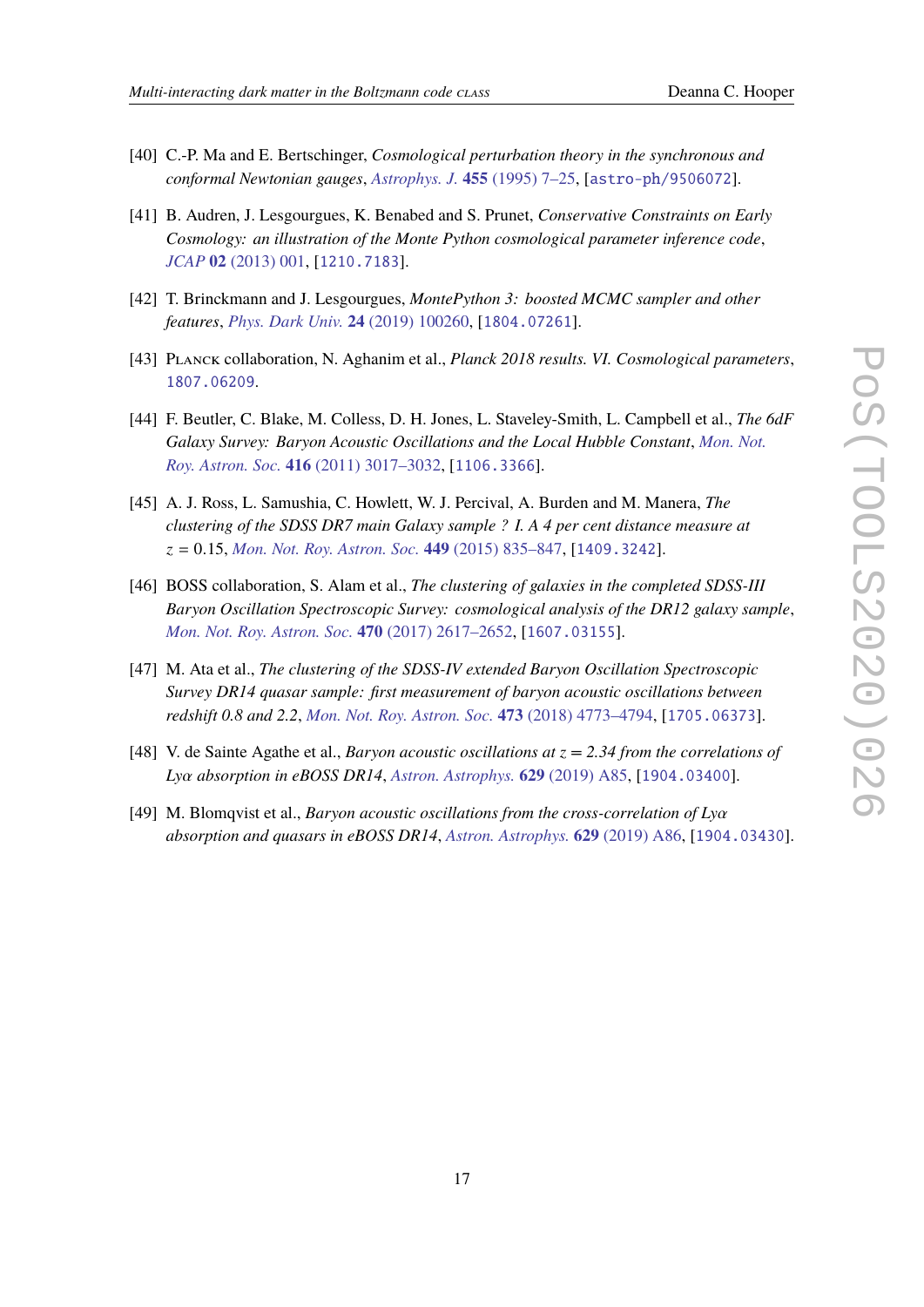[40] C.-P. Ma and E. Bertschinger, *Cosmological perturbation theory in the synchronous and conformal Newtonian gauges*, *Astrophys. J.* **455** (1995) 7–25, [astro-ph/9506072].

[41] B. Audren, J. Lesgourgues, K. Benabed and S. Prunet, *Conservative Constraints on Early Cosmology: an illustration of the Monte Python cosmological parameter inference code*, *JCAP* **02** (2013) 001, [1210.7183].

[42] T. Brinckmann and J. Lesgourgues, *MontePython 3: boosted MCMC sampler and other features*, *Phys. Dark Univ.* **24** (2019) 100260, [1804.07261].

[43] Planck collaboration, N. Aghanim et al., *Planck 2018 results. VI. Cosmological parameters*, 1807.06209.

[44] F. Beutler, C. Blake, M. Colless, D. H. Jones, L. Staveley-Smith, L. Campbell et al., *The 6dF Galaxy Survey: Baryon Acoustic Oscillations and the Local Hubble Constant*, *Mon. Not. Roy. Astron. Soc.* **416** (2011) 3017–3032, [1106.3366].

[45] A. J. Ross, L. Samushia, C. Howlett, W. J. Percival, A. Burden and M. Manera, *The clustering of the SDSS DR7 main Galaxy sample ? I. A 4 per cent distance measure at* $z = 0.15$, *Mon. Not. Roy. Astron. Soc.* **449** (2015) 835–847, [1409.3242].

[46] BOSS collaboration, S. Alam et al., *The clustering of galaxies in the completed SDSS-III Baryon Oscillation Spectroscopic Survey: cosmological analysis of the DR12 galaxy sample*, *Mon. Not. Roy. Astron. Soc.* **470** (2017) 2617–2652, [1607.03155].

[47] M. Ata et al., *The clustering of the SDSS-IV extended Baryon Oscillation Spectroscopic Survey DR14 quasar sample: first measurement of baryon acoustic oscillations between redshift 0.8 and 2.2*, *Mon. Not. Roy. Astron. Soc.* **473** (2018) 4773–4794, [1705.06373].

[48] V. de Sainte Agathe et al., *Baryon acoustic oscillations at* $z = 2.34$ *from the correlations of Ly*$\alpha$ *absorption in eBOSS DR14*, *Astron. Astrophys.* **629** (2019) A85, [1904.03400].

[49] M. Blomqvist et al., *Baryon acoustic oscillations from the cross-correlation of Ly*$\alpha$ *absorption and quasars in eBOSS DR14*, *Astron. Astrophys.* **629** (2019) A86, [1904.03430].